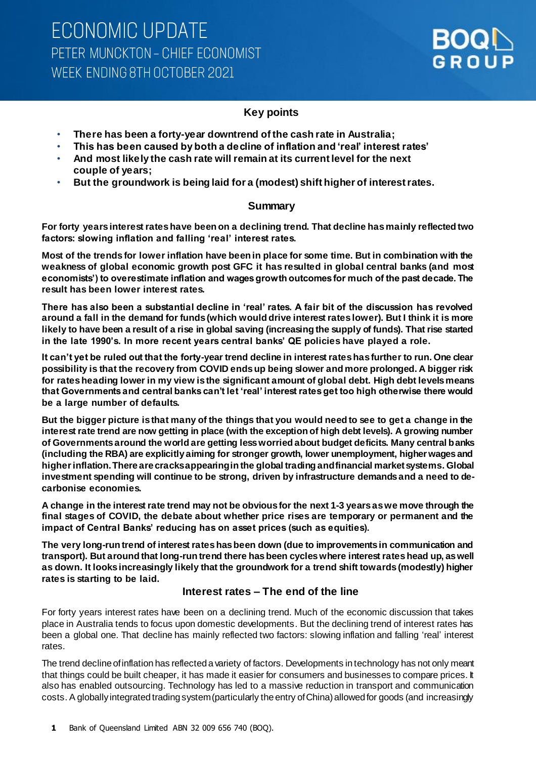# ECONOMIC UPDATE

PETER MUNCKTON – CHIEF ECONOMIST

WEEK ENDING 8TH OCTOBER 2021

BOQ GROUP

## Key points

- **There has been a forty-year downtrend of the cash rate in Australia;**
- **This has been caused by both a decline of inflation and 'real' interest rates'**
- **And most likely the cash rate will remain at its current level for the next couple of years;**
- **But the groundwork is being laid for a (modest) shift higher of interest rates.**

## Summary

**For forty years interest rates have been on a declining trend. That decline has mainly reflected two factors: slowing inflation and falling 'real' interest rates.**

**Most of the trends for lower inflation have been in place for some time. But in combination with the weakness of global economic growth post GFC it has resulted in global central banks (and most economists') to overestimate inflation and wages growth outcomes for much of the past decade. The result has been lower interest rates.**

**There has also been a substantial decline in 'real' rates. A fair bit of the discussion has revolved around a fall in the demand for funds (which would drive interest rates lower). But I think it is more likely to have been a result of a rise in global saving (increasing the supply of funds). That rise started in the late 1990's. In more recent years central banks' QE policies have played a role.**

**It can't yet be ruled out that the forty-year trend decline in interest rates has further to run. One clear possibility is that the recovery from COVID ends up being slower and more prolonged. A bigger risk for rates heading lower in my view is the significant amount of global debt. High debt levels means that Governments and central banks can't let 'real' interest rates get too high otherwise there would be a large number of defaults.**

**But the bigger picture is that many of the things that you would need to see to get a change in the interest rate trend are now getting in place (with the exception of high debt levels). A growing number of Governments around the world are getting less worried about budget deficits. Many central banks (including the RBA) are explicitly aiming for stronger growth, lower unemployment, higher wages and higher inflation. There are cracks appearing in the global trading and financial market systems. Global investment spending will continue to be strong, driven by infrastructure demands and a need to de-carbonise economies.**

**A change in the interest rate trend may not be obvious for the next 1-3 years as we move through the final stages of COVID, the debate about whether price rises are temporary or permanent and the impact of Central Banks' reducing has on asset prices (such as equities).**

**The very long-run trend of interest rates has been down (due to improvements in communication and transport). But around that long-run trend there has been cycles where interest rates head up, as well as down. It looks increasingly likely that the groundwork for a trend shift towards (modestly) higher rates is starting to be laid.**

## Interest rates – The end of the line

For forty years interest rates have been on a declining trend. Much of the economic discussion that takes place in Australia tends to focus upon domestic developments. But the declining trend of interest rates has been a global one. That decline has mainly reflected two factors: slowing inflation and falling 'real' interest rates.

The trend decline of inflation has reflected a variety of factors. Developments in technology has not only meant that things could be built cheaper, it has made it easier for consumers and businesses to compare prices. It also has enabled outsourcing. Technology has led to a massive reduction in transport and communication costs. A globally integrated trading system (particularly the entry of China) allowed for goods (and increasingly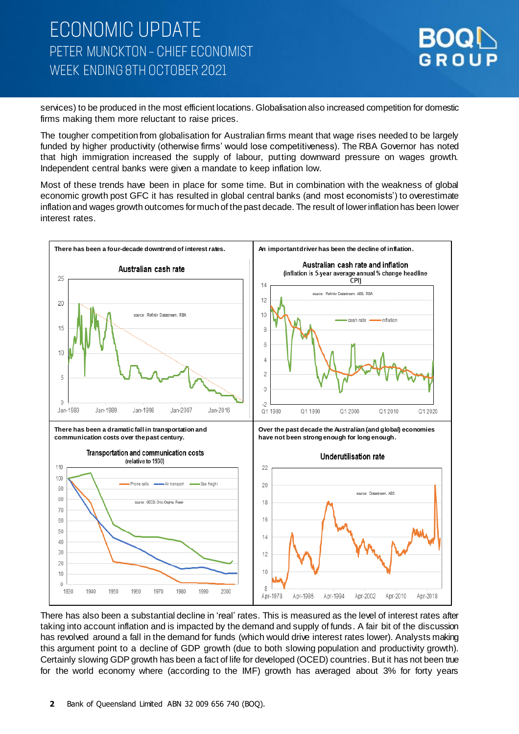services) to be produced in the most efficient locations. Globalisation also increased competition for domestic firms making them more reluctant to raise prices.

The tougher competition from globalisation for Australian firms meant that wage rises needed to be largely funded by higher productivity (otherwise firms' would lose competitiveness). The RBA Governor has noted that high immigration increased the supply of labour, putting downward pressure on wages growth. Independent central banks were given a mandate to keep inflation low.

Most of these trends have been in place for some time. But in combination with the weakness of global economic growth post GFC it has resulted in global central banks (and most economists') to overestimate inflation and wages growth outcomes for much of the past decade. The result of lower inflation has been lower interest rates.

**There has been a four-decade downtrend of interest rates.**

**An important driver has been the decline of inflation.**

**There has been a dramatic fall in transportation and communication costs over the past century.**

**Over the past decade the Australian (and global) economies have not been strong enough for long enough.**

There has also been a substantial decline in 'real' rates. This is measured as the level of interest rates after taking into account inflation and is impacted by the demand and supply of funds. A fair bit of the discussion has revolved around a fall in the demand for funds (which would drive interest rates lower). Analysts making this argument point to a decline of GDP growth (due to both slowing population and productivity growth). Certainly slowing GDP growth has been a fact of life for developed (OCED) countries. But it has not been true for the world economy where (according to the IMF) growth has averaged about 3% for forty years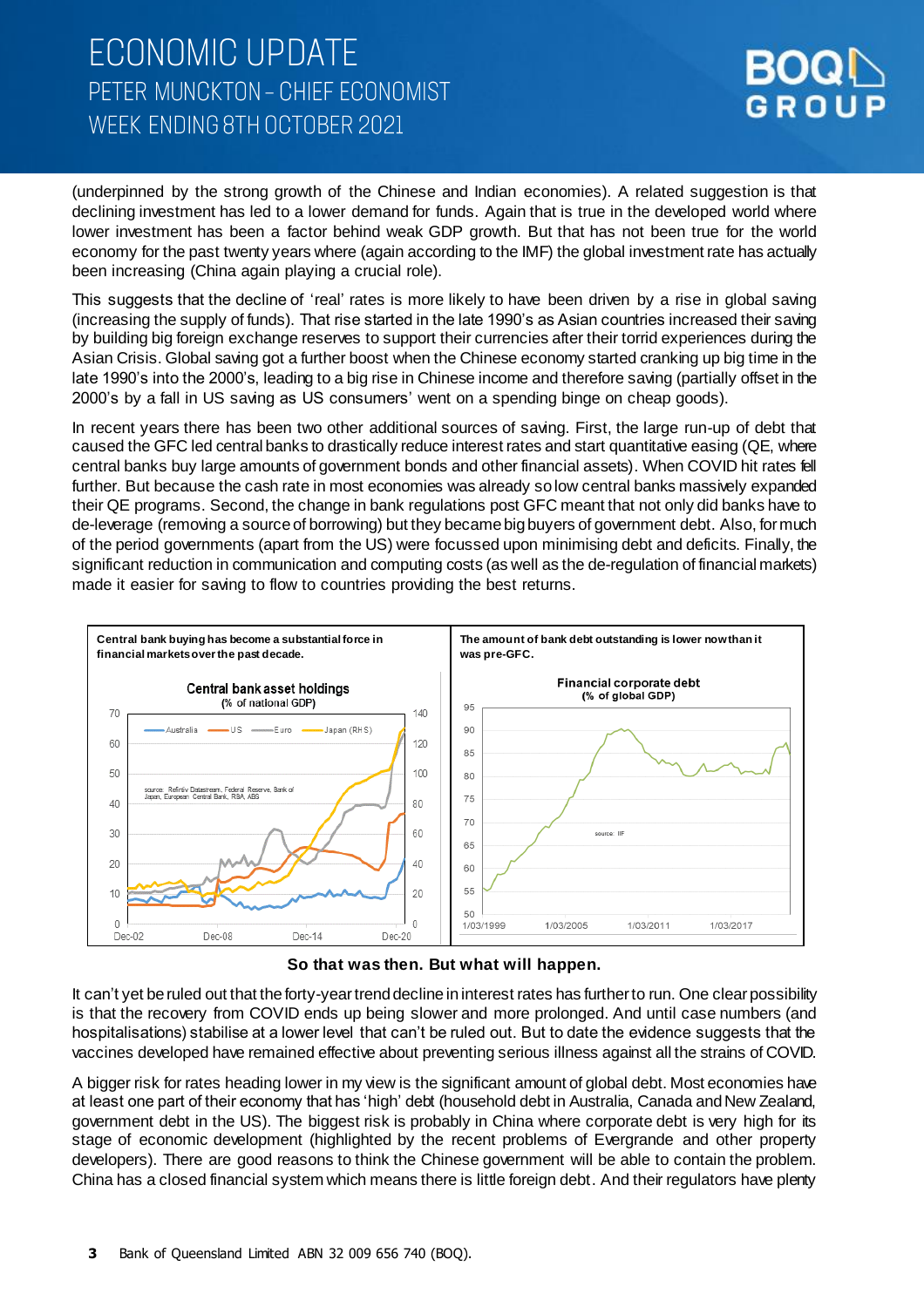(underpinned by the strong growth of the Chinese and Indian economies). A related suggestion is that declining investment has led to a lower demand for funds. Again that is true in the developed world where lower investment has been a factor behind weak GDP growth. But that has not been true for the world economy for the past twenty years where (again according to the IMF) the global investment rate has actually been increasing (China again playing a crucial role).

This suggests that the decline of 'real' rates is more likely to have been driven by a rise in global saving (increasing the supply of funds). That rise started in the late 1990's as Asian countries increased their saving by building big foreign exchange reserves to support their currencies after their torrid experiences during the Asian Crisis. Global saving got a further boost when the Chinese economy started cranking up big time in the late 1990's into the 2000's, leading to a big rise in Chinese income and therefore saving (partially offset in the 2000's by a fall in US saving as US consumers' went on a spending binge on cheap goods).

In recent years there has been two other additional sources of saving. First, the large run-up of debt that caused the GFC led central banks to drastically reduce interest rates and start quantitative easing (QE, where central banks buy large amounts of government bonds and other financial assets). When COVID hit rates fell further. But because the cash rate in most economies was already so low central banks massively expanded their QE programs. Second, the change in bank regulations post GFC meant that not only did banks have to de-leverage (removing a source of borrowing) but they became big buyers of government debt. Also, for much of the period governments (apart from the US) were focussed upon minimising debt and deficits. Finally, the significant reduction in communication and computing costs (as well as the de-regulation of financial markets) made it easier for saving to flow to countries providing the best returns.

**Central bank buying has become a substantial force in financial markets over the past decade.**

**The amount of bank debt outstanding is lower now than it was pre-GFC.**

**So that was then. But what will happen.**

It can't yet be ruled out that the forty-year trend decline in interest rates has further to run. One clear possibility is that the recovery from COVID ends up being slower and more prolonged. And until case numbers (and hospitalisations) stabilise at a lower level that can't be ruled out. But to date the evidence suggests that the vaccines developed have remained effective about preventing serious illness against all the strains of COVID.

A bigger risk for rates heading lower in my view is the significant amount of global debt. Most economies have at least one part of their economy that has 'high' debt (household debt in Australia, Canada and New Zealand, government debt in the US). The biggest risk is probably in China where corporate debt is very high for its stage of economic development (highlighted by the recent problems of Evergrande and other property developers). There are good reasons to think the Chinese government will be able to contain the problem. China has a closed financial system which means there is little foreign debt. And their regulators have plenty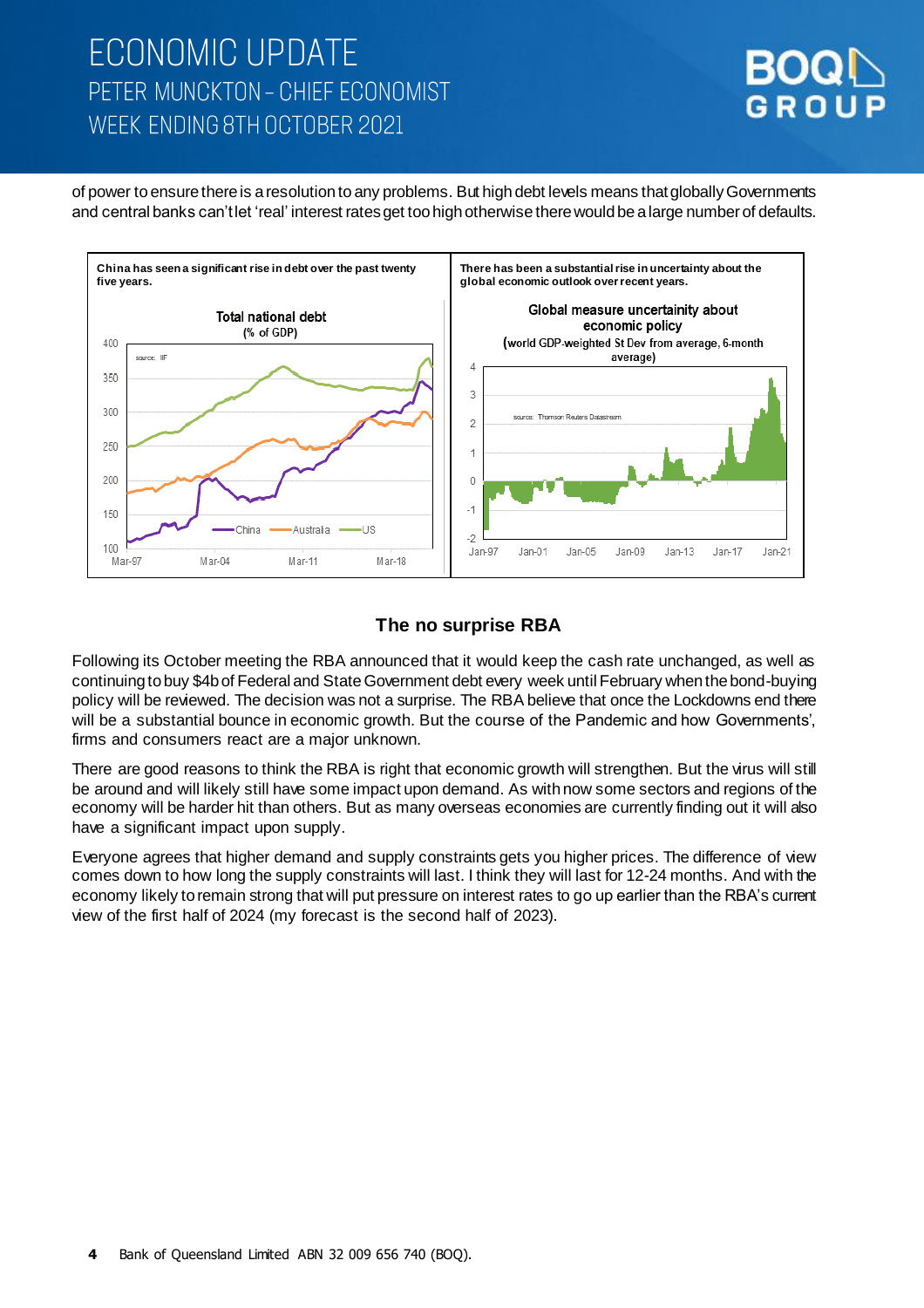of power to ensure there is a resolution to any problems. But high debt levels means that globally Governments and central banks can't let 'real' interest rates get too high otherwise there would be a large number of defaults.

China has seen a significant rise in debt over the past twenty five years.

There has been a substantial rise in uncertainty about the global economic outlook over recent years.

## The no surprise RBA

Following its October meeting the RBA announced that it would keep the cash rate unchanged, as well as continuing to buy $4b of Federal and State Government debt every week until February when the bond-buying policy will be reviewed. The decision was not a surprise. The RBA believe that once the Lockdowns end there will be a substantial bounce in economic growth. But the course of the Pandemic and how Governments', firms and consumers react are a major unknown.

There are good reasons to think the RBA is right that economic growth will strengthen. But the virus will still be around and will likely still have some impact upon demand. As with now some sectors and regions of the economy will be harder hit than others. But as many overseas economies are currently finding out it will also have a significant impact upon supply.

Everyone agrees that higher demand and supply constraints gets you higher prices. The difference of view comes down to how long the supply constraints will last. I think they will last for 12-24 months. And with the economy likely to remain strong that will put pressure on interest rates to go up earlier than the RBA's current view of the first half of 2024 (my forecast is the second half of 2023).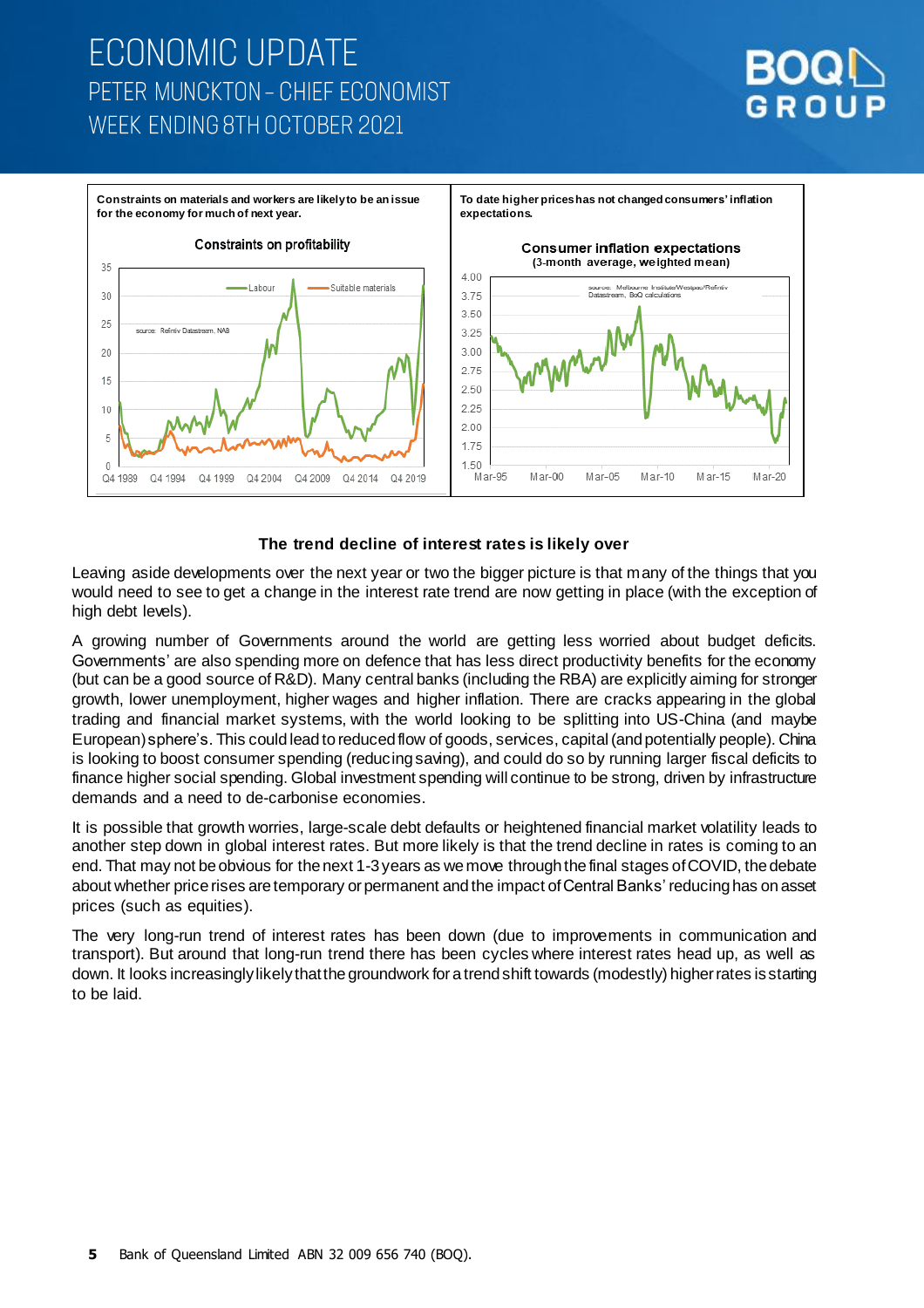Constraints on materials and workers are likely to be an issue for the economy for much of next year.

To date higher prices has not changed consumers' inflation expectations.

**The trend decline of interest rates is likely over**

Leaving aside developments over the next year or two the bigger picture is that many of the things that you would need to see to get a change in the interest rate trend are now getting in place (with the exception of high debt levels).

A growing number of Governments around the world are getting less worried about budget deficits. Governments' are also spending more on defence that has less direct productivity benefits for the economy (but can be a good source of R&D). Many central banks (including the RBA) are explicitly aiming for stronger growth, lower unemployment, higher wages and higher inflation. There are cracks appearing in the global trading and financial market systems, with the world looking to be splitting into US-China (and maybe European) sphere's. This could lead to reduced flow of goods, services, capital (and potentially people). China is looking to boost consumer spending (reducing saving), and could do so by running larger fiscal deficits to finance higher social spending. Global investment spending will continue to be strong, driven by infrastructure demands and a need to de-carbonise economies.

It is possible that growth worries, large-scale debt defaults or heightened financial market volatility leads to another step down in global interest rates. But more likely is that the trend decline in rates is coming to an end. That may not be obvious for the next 1-3 years as we move through the final stages of COVID, the debate about whether price rises are temporary or permanent and the impact of Central Banks' reducing has on asset prices (such as equities).

The very long-run trend of interest rates has been down (due to improvements in communication and transport). But around that long-run trend there has been cycles where interest rates head up, as well as down. It looks increasingly likely that the groundwork for a trend shift towards (modestly) higher rates is starting to be laid.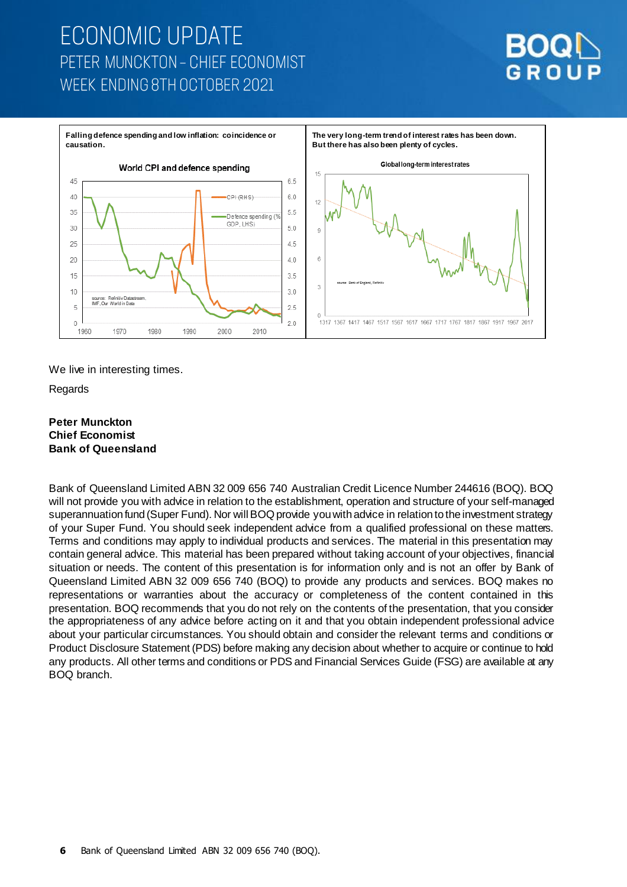# ECONOMIC UPDATE

## PETER MUNCKTON – CHIEF ECONOMIST

## WEEK ENDING 8TH OCTOBER 2021

**Falling defence spending and low inflation: coincidence or causation.**

World CPI and defence spending

45
40
35
30
25
20
15
10
5
0

6.5
6.0
5.5
5.0
4.5
4.0
3.5
3.0
2.5
2.0

1960
1970
1980
1990
2000
2010

CPI (RHS)

Defence spending (% GDP, LHS)

source: Refinitiv Datastream, IMF, Our World in Data

**The very long-term trend of interest rates has been down. But there has also been plenty of cycles.**

Global long-term interest rates

15
12
9
6
3
0

1317 1367 1417 1467 1517 1567 1617 1667 1717 1767 1817 1867 1917 1967 2017

source: Bank of England, Refinitiv

We live in interesting times.

Regards

**Peter Munckton**
**Chief Economist**
**Bank of Queensland**

Bank of Queensland Limited ABN 32 009 656 740 Australian Credit Licence Number 244616 (BOQ). BOQ will not provide you with advice in relation to the establishment, operation and structure of your self-managed superannuation fund (Super Fund). Nor will BOQ provide you with advice in relation to the investment strategy of your Super Fund. You should seek independent advice from a qualified professional on these matters. Terms and conditions may apply to individual products and services. The material in this presentation may contain general advice. This material has been prepared without taking account of your objectives, financial situation or needs. The content of this presentation is for information only and is not an offer by Bank of Queensland Limited ABN 32 009 656 740 (BOQ) to provide any products and services. BOQ makes no representations or warranties about the accuracy or completeness of the content contained in this presentation. BOQ recommends that you do not rely on the contents of the presentation, that you consider the appropriateness of any advice before acting on it and that you obtain independent professional advice about your particular circumstances. You should obtain and consider the relevant terms and conditions or Product Disclosure Statement (PDS) before making any decision about whether to acquire or continue to hold any products. All other terms and conditions or PDS and Financial Services Guide (FSG) are available at any BOQ branch.